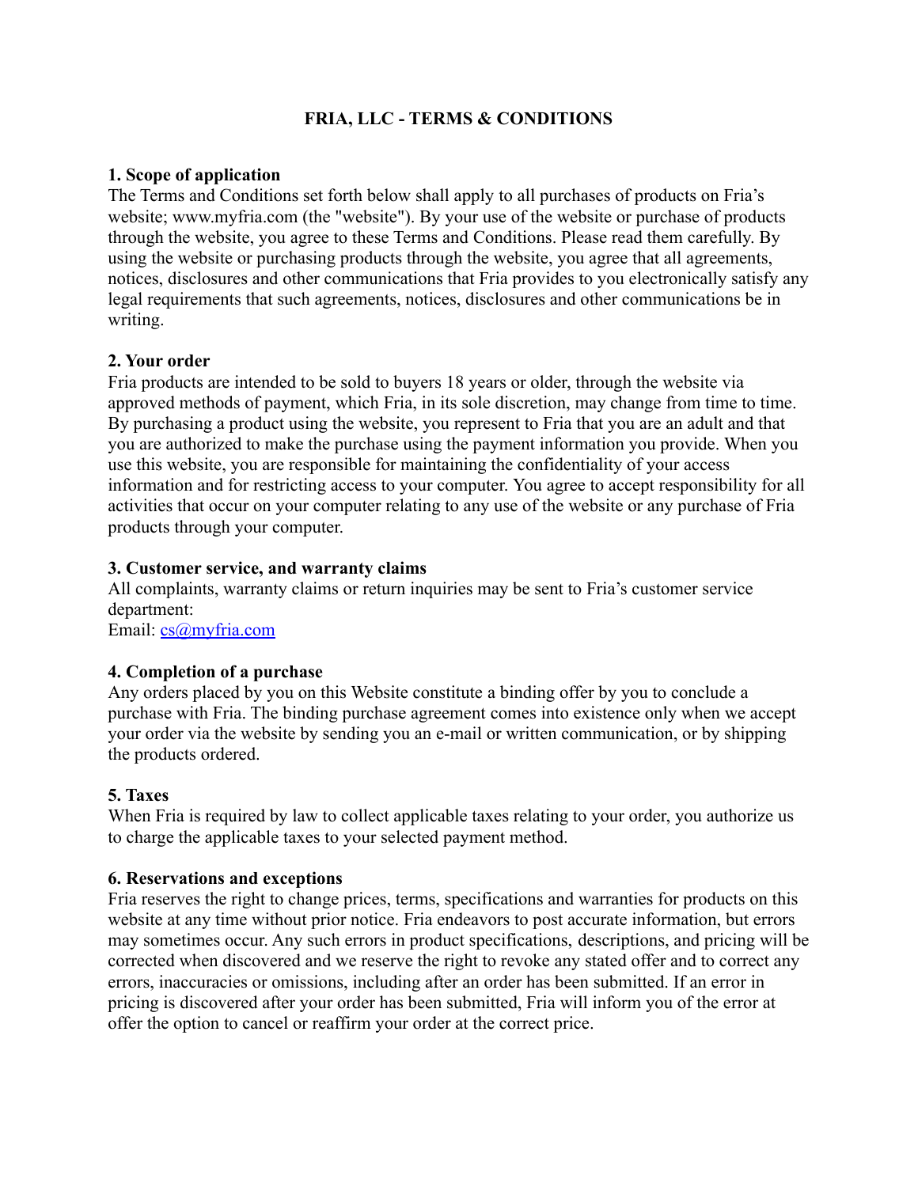# FRIA, LLC - TERMS & CONDITIONS

**1. Scope of application**

The Terms and Conditions set forth below shall apply to all purchases of products on Fria's website; www.myfria.com (the "website"). By your use of the website or purchase of products through the website, you agree to these Terms and Conditions. Please read them carefully. By using the website or purchasing products through the website, you agree that all agreements, notices, disclosures and other communications that Fria provides to you electronically satisfy any legal requirements that such agreements, notices, disclosures and other communications be in writing.

**2. Your order**

Fria products are intended to be sold to buyers 18 years or older, through the website via approved methods of payment, which Fria, in its sole discretion, may change from time to time. By purchasing a product using the website, you represent to Fria that you are an adult and that you are authorized to make the purchase using the payment information you provide. When you use this website, you are responsible for maintaining the confidentiality of your access information and for restricting access to your computer. You agree to accept responsibility for all activities that occur on your computer relating to any use of the website or any purchase of Fria products through your computer.

**3. Customer service, and warranty claims**

All complaints, warranty claims or return inquiries may be sent to Fria's customer service department:
Email: cs@myfria.com

**4. Completion of a purchase**

Any orders placed by you on this Website constitute a binding offer by you to conclude a purchase with Fria. The binding purchase agreement comes into existence only when we accept your order via the website by sending you an e-mail or written communication, or by shipping the products ordered.

**5. Taxes**

When Fria is required by law to collect applicable taxes relating to your order, you authorize us to charge the applicable taxes to your selected payment method.

**6. Reservations and exceptions**

Fria reserves the right to change prices, terms, specifications and warranties for products on this website at any time without prior notice. Fria endeavors to post accurate information, but errors may sometimes occur. Any such errors in product specifications, descriptions, and pricing will be corrected when discovered and we reserve the right to revoke any stated offer and to correct any errors, inaccuracies or omissions, including after an order has been submitted. If an error in pricing is discovered after your order has been submitted, Fria will inform you of the error at offer the option to cancel or reaffirm your order at the correct price.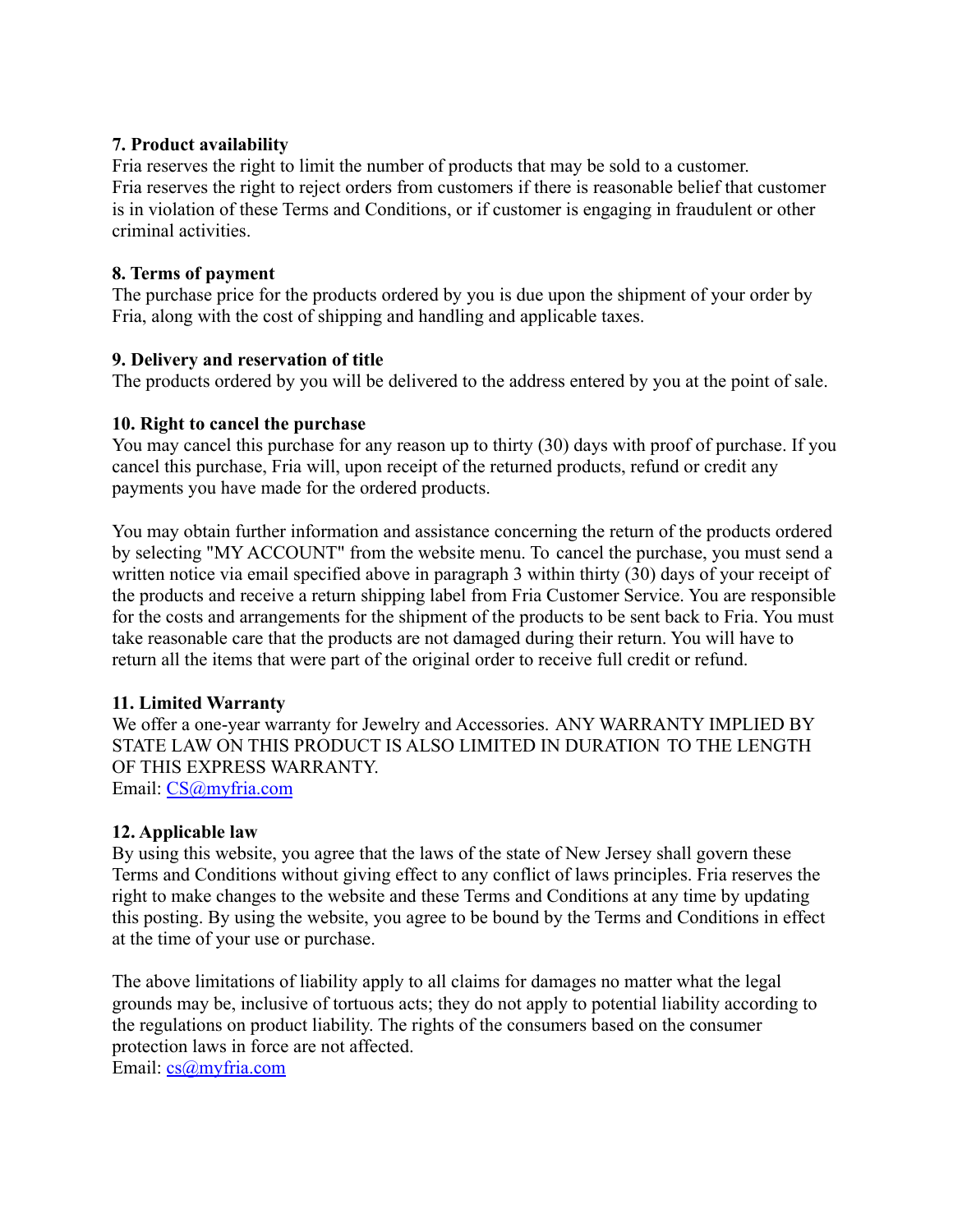**7. Product availability**

Fria reserves the right to limit the number of products that may be sold to a customer.
Fria reserves the right to reject orders from customers if there is reasonable belief that customer is in violation of these Terms and Conditions, or if customer is engaging in fraudulent or other criminal activities.

**8. Terms of payment**

The purchase price for the products ordered by you is due upon the shipment of your order by Fria, along with the cost of shipping and handling and applicable taxes.

**9. Delivery and reservation of title**

The products ordered by you will be delivered to the address entered by you at the point of sale.

**10. Right to cancel the purchase**

You may cancel this purchase for any reason up to thirty (30) days with proof of purchase. If you cancel this purchase, Fria will, upon receipt of the returned products, refund or credit any payments you have made for the ordered products.

You may obtain further information and assistance concerning the return of the products ordered by selecting "MY ACCOUNT" from the website menu. To cancel the purchase, you must send a written notice via email specified above in paragraph 3 within thirty (30) days of your receipt of the products and receive a return shipping label from Fria Customer Service. You are responsible for the costs and arrangements for the shipment of the products to be sent back to Fria. You must take reasonable care that the products are not damaged during their return. You will have to return all the items that were part of the original order to receive full credit or refund.

**11. Limited Warranty**

We offer a one-year warranty for Jewelry and Accessories. ANY WARRANTY IMPLIED BY STATE LAW ON THIS PRODUCT IS ALSO LIMITED IN DURATION TO THE LENGTH OF THIS EXPRESS WARRANTY.
Email: [CS@myfria.com](mailto:CS@myfria.com)

**12. Applicable law**

By using this website, you agree that the laws of the state of New Jersey shall govern these Terms and Conditions without giving effect to any conflict of laws principles. Fria reserves the right to make changes to the website and these Terms and Conditions at any time by updating this posting. By using the website, you agree to be bound by the Terms and Conditions in effect at the time of your use or purchase.

The above limitations of liability apply to all claims for damages no matter what the legal grounds may be, inclusive of tortuous acts; they do not apply to potential liability according to the regulations on product liability. The rights of the consumers based on the consumer protection laws in force are not affected.
Email: [cs@myfria.com](mailto:cs@myfria.com)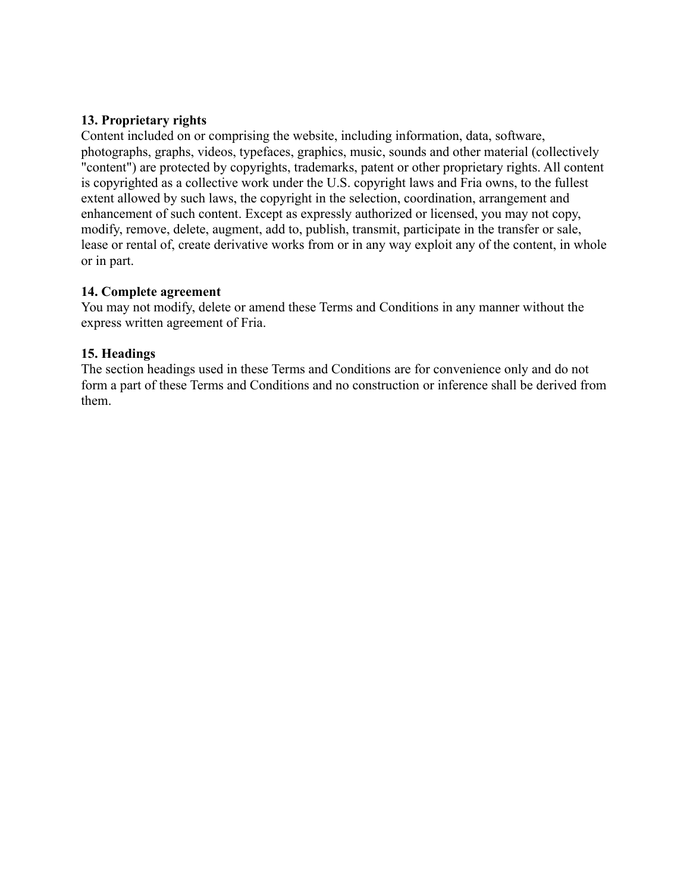**13. Proprietary rights**

Content included on or comprising the website, including information, data, software, photographs, graphs, videos, typefaces, graphics, music, sounds and other material (collectively "content") are protected by copyrights, trademarks, patent or other proprietary rights. All content is copyrighted as a collective work under the U.S. copyright laws and Fria owns, to the fullest extent allowed by such laws, the copyright in the selection, coordination, arrangement and enhancement of such content. Except as expressly authorized or licensed, you may not copy, modify, remove, delete, augment, add to, publish, transmit, participate in the transfer or sale, lease or rental of, create derivative works from or in any way exploit any of the content, in whole or in part.

**14. Complete agreement**

You may not modify, delete or amend these Terms and Conditions in any manner without the express written agreement of Fria.

**15. Headings**

The section headings used in these Terms and Conditions are for convenience only and do not form a part of these Terms and Conditions and no construction or inference shall be derived from them.